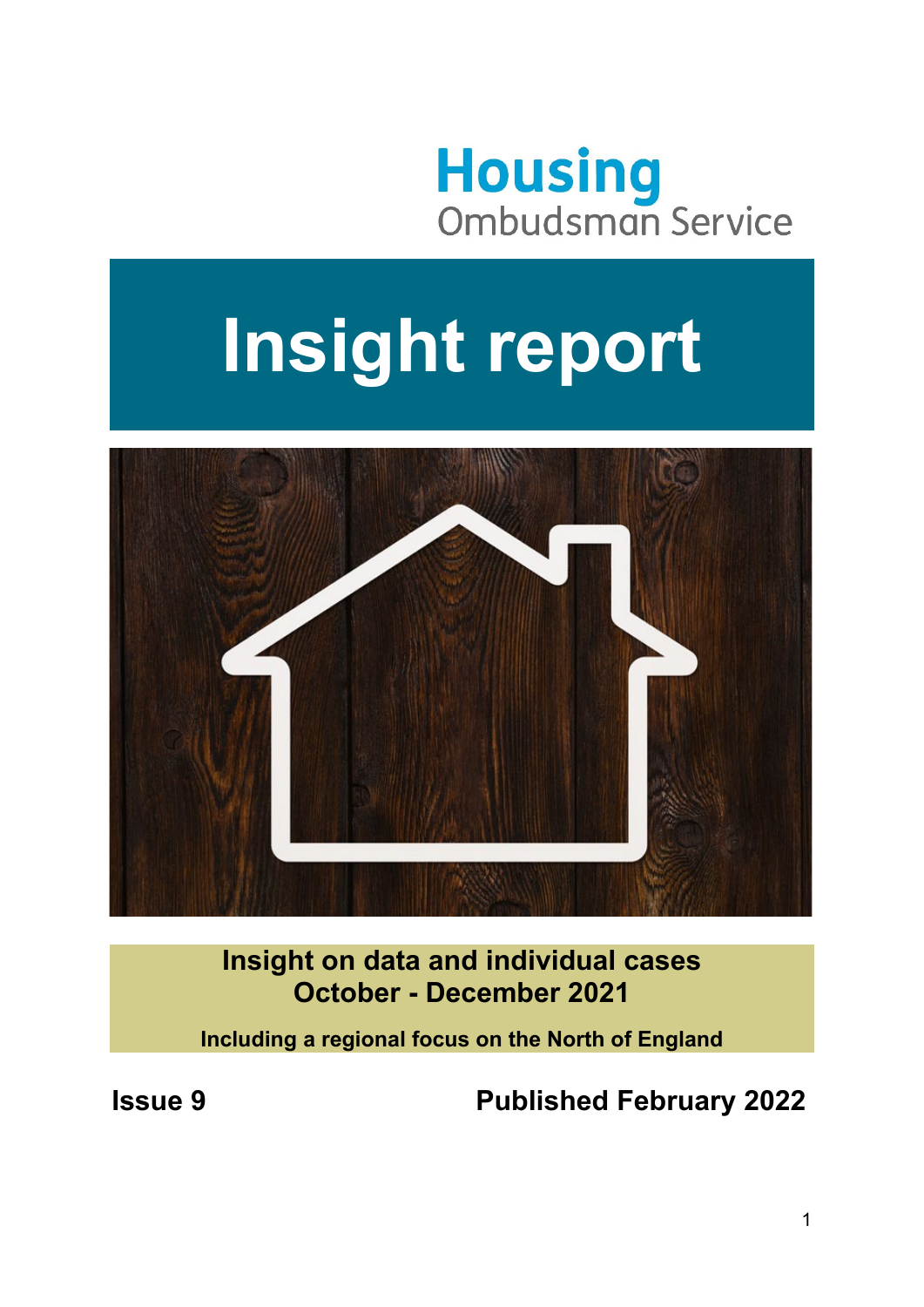Housing Ombudsman Service

# Insight report

**Insight on data and individual cases**
**October - December 2021**

**Including a regional focus on the North of England**

**Issue 9**

**Published February 2022**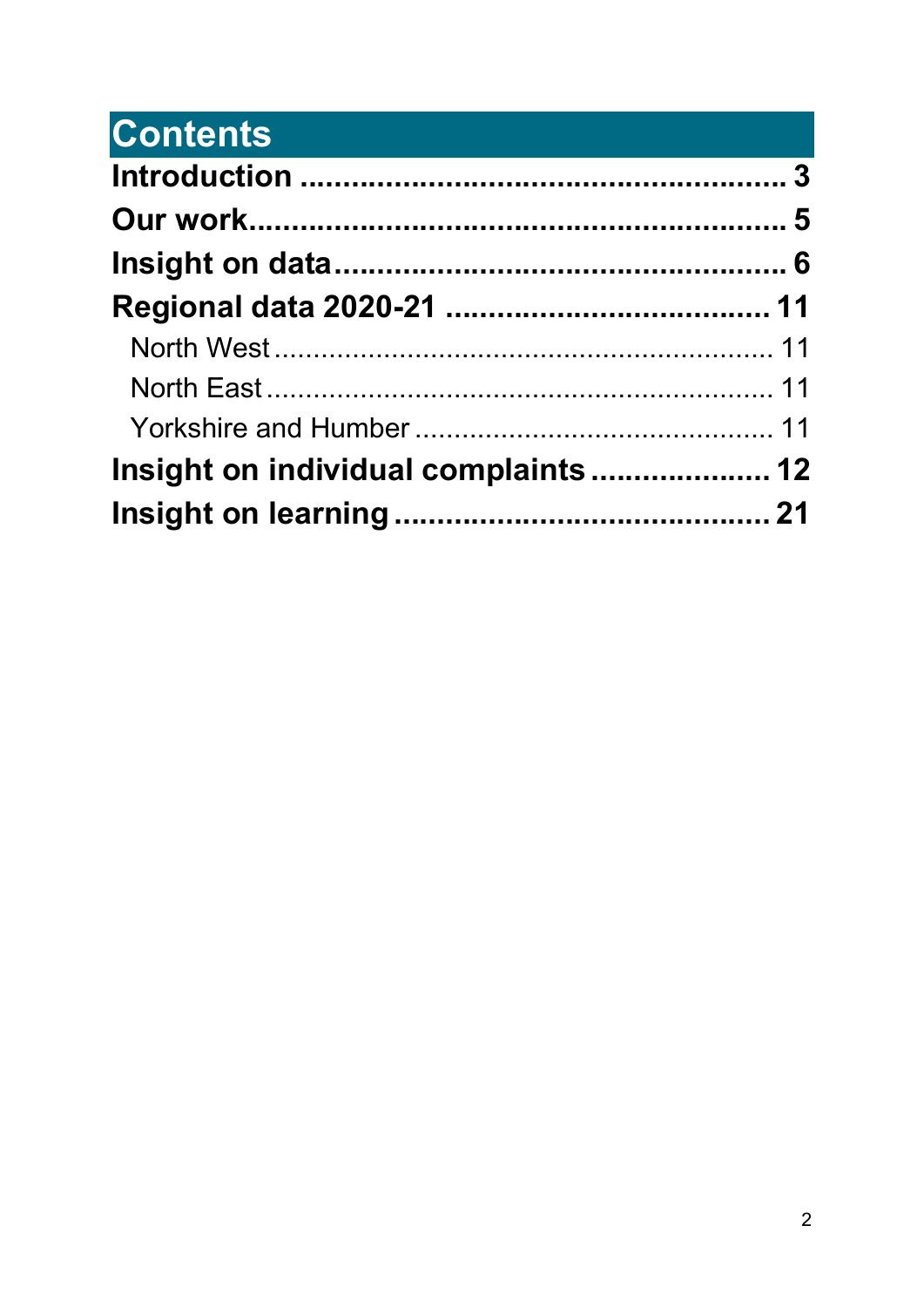# Contents

**Introduction** ........................................................ **3**

**Our work** ............................................................. **5**

**Insight on data** ...................................................... **6**

**Regional data 2020-21** ............................................ **11**

- North West ............................................................. 11
- North East .............................................................. 11
- Yorkshire and Humber ............................................... 11

**Insight on individual complaints** .............................. **12**

**Insight on learning** .................................................. **21**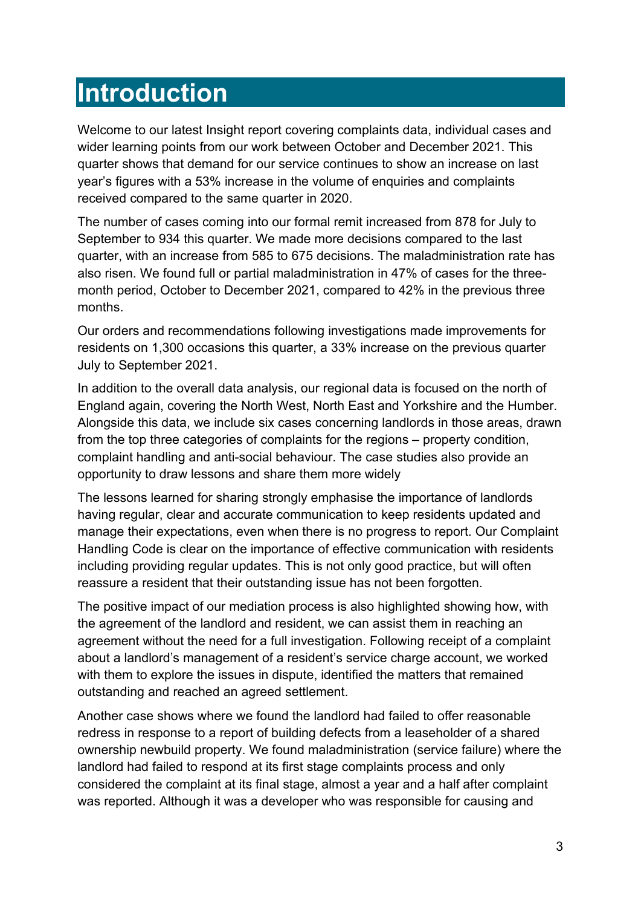# Introduction

Welcome to our latest Insight report covering complaints data, individual cases and wider learning points from our work between October and December 2021. This quarter shows that demand for our service continues to show an increase on last year's figures with a 53% increase in the volume of enquiries and complaints received compared to the same quarter in 2020.

The number of cases coming into our formal remit increased from 878 for July to September to 934 this quarter. We made more decisions compared to the last quarter, with an increase from 585 to 675 decisions. The maladministration rate has also risen. We found full or partial maladministration in 47% of cases for the three-month period, October to December 2021, compared to 42% in the previous three months.

Our orders and recommendations following investigations made improvements for residents on 1,300 occasions this quarter, a 33% increase on the previous quarter July to September 2021.

In addition to the overall data analysis, our regional data is focused on the north of England again, covering the North West, North East and Yorkshire and the Humber. Alongside this data, we include six cases concerning landlords in those areas, drawn from the top three categories of complaints for the regions – property condition, complaint handling and anti-social behaviour. The case studies also provide an opportunity to draw lessons and share them more widely

The lessons learned for sharing strongly emphasise the importance of landlords having regular, clear and accurate communication to keep residents updated and manage their expectations, even when there is no progress to report. Our Complaint Handling Code is clear on the importance of effective communication with residents including providing regular updates. This is not only good practice, but will often reassure a resident that their outstanding issue has not been forgotten.

The positive impact of our mediation process is also highlighted showing how, with the agreement of the landlord and resident, we can assist them in reaching an agreement without the need for a full investigation. Following receipt of a complaint about a landlord's management of a resident's service charge account, we worked with them to explore the issues in dispute, identified the matters that remained outstanding and reached an agreed settlement.

Another case shows where we found the landlord had failed to offer reasonable redress in response to a report of building defects from a leaseholder of a shared ownership newbuild property. We found maladministration (service failure) where the landlord had failed to respond at its first stage complaints process and only considered the complaint at its final stage, almost a year and a half after complaint was reported. Although it was a developer who was responsible for causing and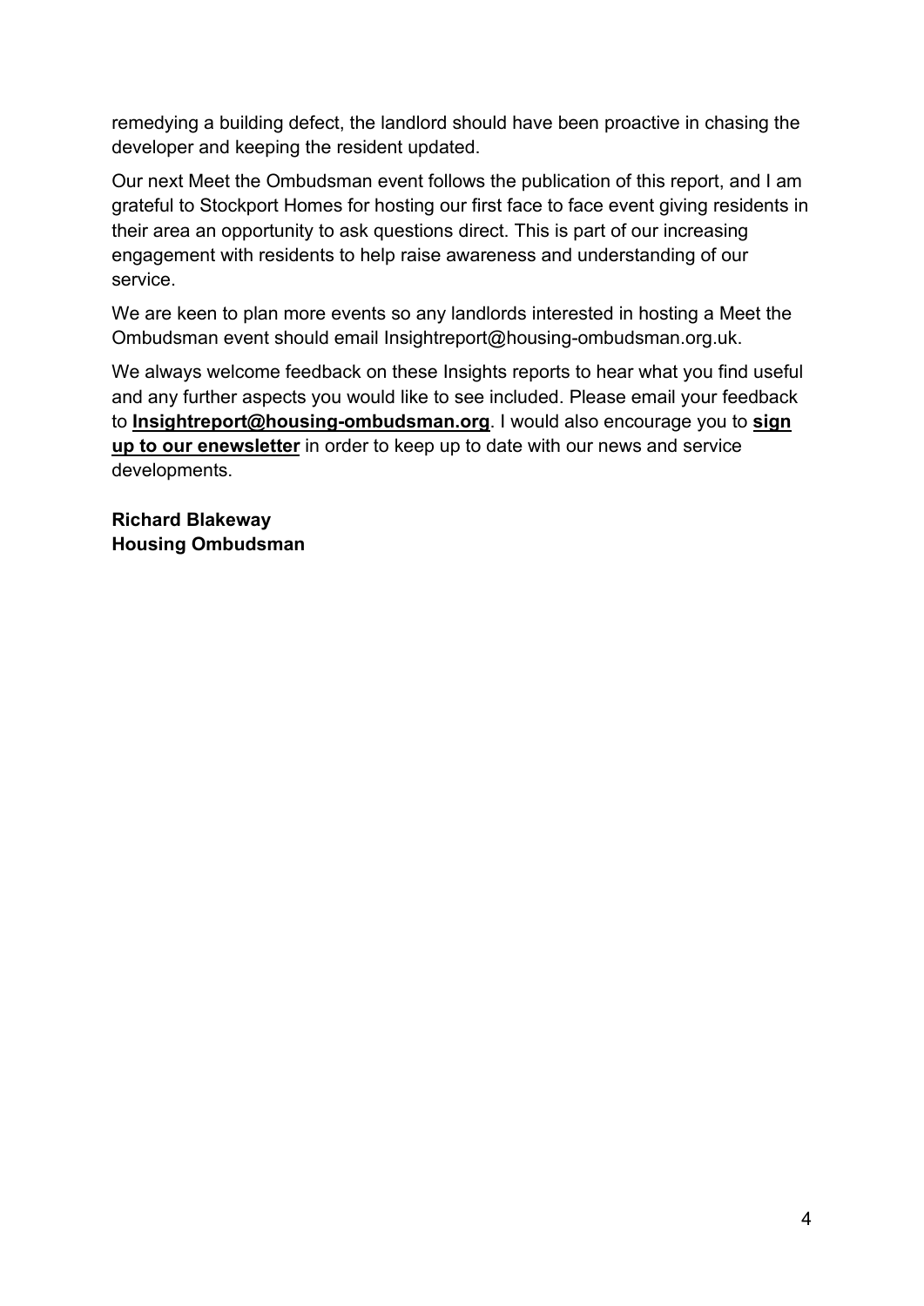remedying a building defect, the landlord should have been proactive in chasing the developer and keeping the resident updated.

Our next Meet the Ombudsman event follows the publication of this report, and I am grateful to Stockport Homes for hosting our first face to face event giving residents in their area an opportunity to ask questions direct. This is part of our increasing engagement with residents to help raise awareness and understanding of our service.

We are keen to plan more events so any landlords interested in hosting a Meet the Ombudsman event should email Insightreport@housing-ombudsman.org.uk.

We always welcome feedback on these Insights reports to hear what you find useful and any further aspects you would like to see included. Please email your feedback to **Insightreport@housing-ombudsman.org**. I would also encourage you to **sign up to our enewsletter** in order to keep up to date with our news and service developments.

**Richard Blakeway**
**Housing Ombudsman**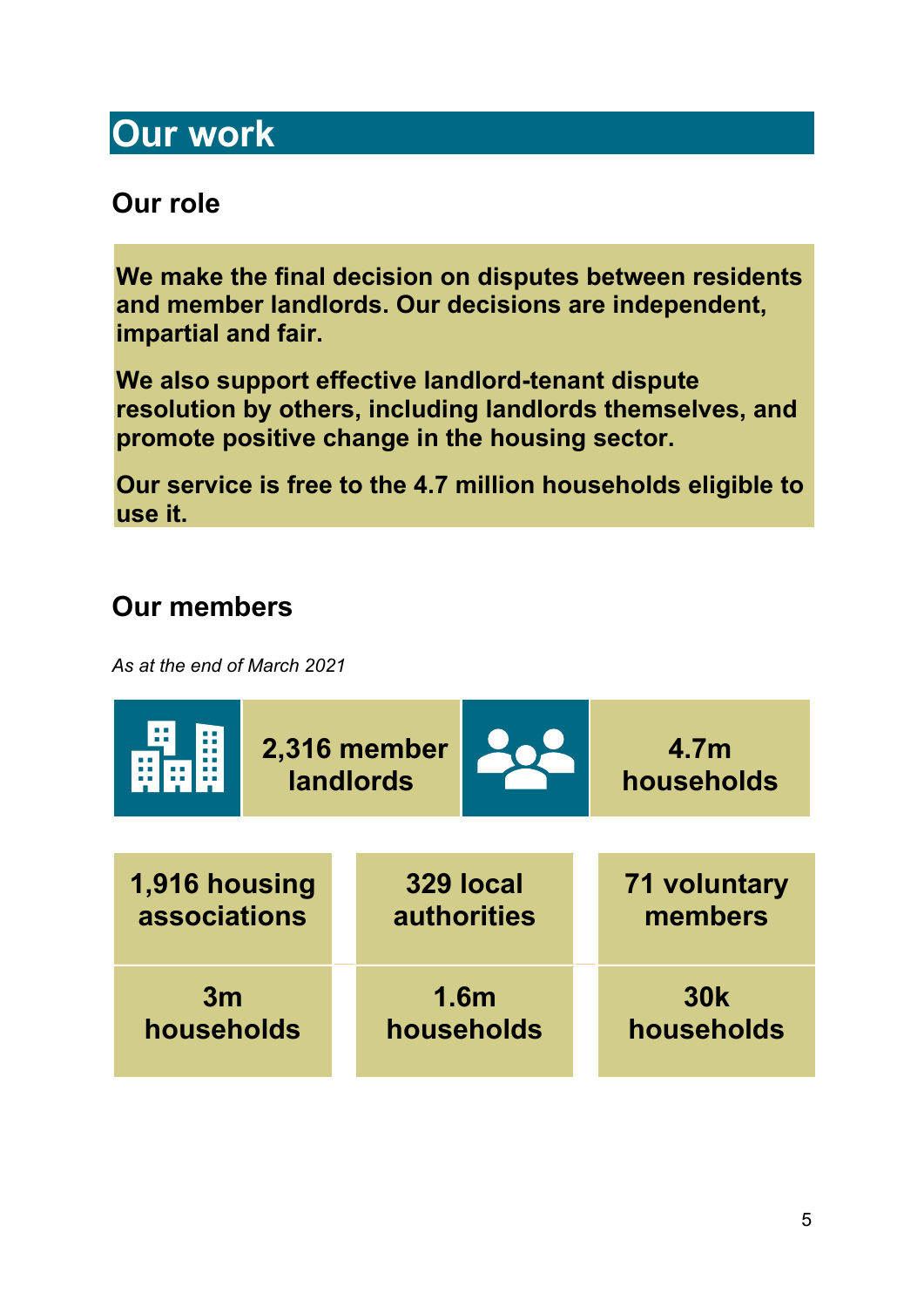# Our work

## Our role

**We make the final decision on disputes between residents and member landlords. Our decisions are independent, impartial and fair.**

**We also support effective landlord-tenant dispute resolution by others, including landlords themselves, and promote positive change in the housing sector.**

**Our service is free to the 4.7 million households eligible to use it.**

## Our members

*As at the end of March 2021*

**2,316 member landlords**

**4.7m households**

| 1,916 housing associations | 329 local authorities | 71 voluntary members |
|---|---|---|
| 3m households | 1.6m households | 30k households |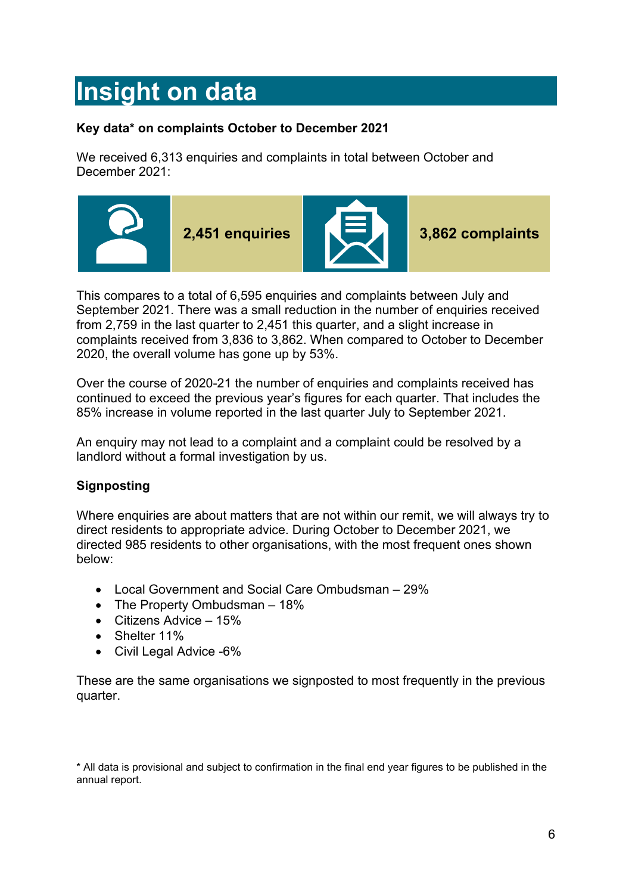# Insight on data

**Key data* on complaints October to December 2021**

We received 6,313 enquiries and complaints in total between October and December 2021:

**2,451 enquiries**

**3,862 complaints**

This compares to a total of 6,595 enquiries and complaints between July and September 2021. There was a small reduction in the number of enquiries received from 2,759 in the last quarter to 2,451 this quarter, and a slight increase in complaints received from 3,836 to 3,862. When compared to October to December 2020, the overall volume has gone up by 53%.

Over the course of 2020-21 the number of enquiries and complaints received has continued to exceed the previous year's figures for each quarter. That includes the 85% increase in volume reported in the last quarter July to September 2021.

An enquiry may not lead to a complaint and a complaint could be resolved by a landlord without a formal investigation by us.

**Signposting**

Where enquiries are about matters that are not within our remit, we will always try to direct residents to appropriate advice. During October to December 2021, we directed 985 residents to other organisations, with the most frequent ones shown below:

- Local Government and Social Care Ombudsman – 29%
- The Property Ombudsman – 18%
- Citizens Advice – 15%
- Shelter 11%
- Civil Legal Advice -6%

These are the same organisations we signposted to most frequently in the previous quarter.

* All data is provisional and subject to confirmation in the final end year figures to be published in the annual report.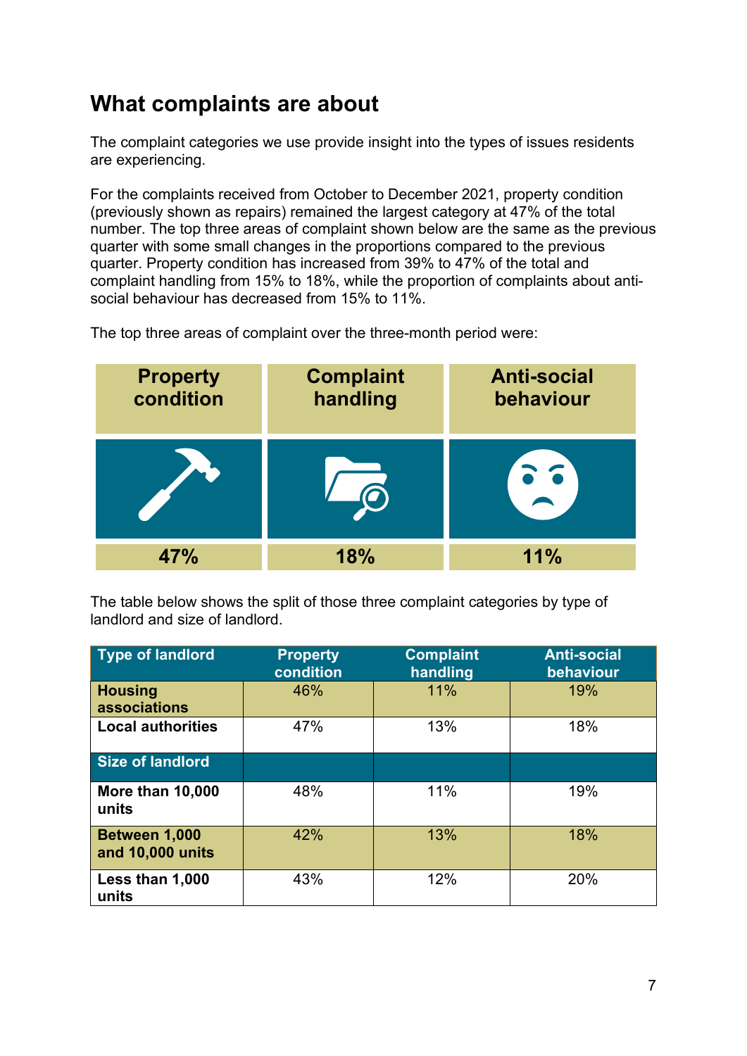## What complaints are about

The complaint categories we use provide insight into the types of issues residents are experiencing.

For the complaints received from October to December 2021, property condition (previously shown as repairs) remained the largest category at 47% of the total number. The top three areas of complaint shown below are the same as the previous quarter with some small changes in the proportions compared to the previous quarter. Property condition has increased from 39% to 47% of the total and complaint handling from 15% to 18%, while the proportion of complaints about anti-social behaviour has decreased from 15% to 11%.

The top three areas of complaint over the three-month period were:

| Property condition | Complaint handling | Anti-social behaviour |
|---|---|---|
| 47% | 18% | 11% |

The table below shows the split of those three complaint categories by type of landlord and size of landlord.

| Type of landlord | Property condition | Complaint handling | Anti-social behaviour |
|---|---|---|---|
| **Housing associations** | 46% | 11% | 19% |
| **Local authorities** | 47% | 13% | 18% |
| **Size of landlord** | | | |
| **More than 10,000 units** | 48% | 11% | 19% |
| **Between 1,000 and 10,000 units** | 42% | 13% | 18% |
| **Less than 1,000 units** | 43% | 12% | 20% |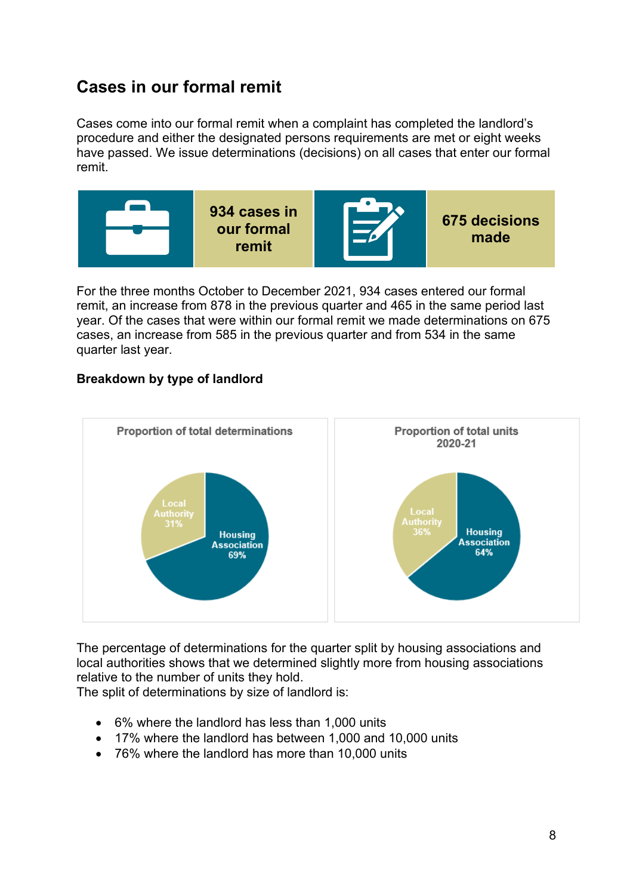## Cases in our formal remit

Cases come into our formal remit when a complaint has completed the landlord's procedure and either the designated persons requirements are met or eight weeks have passed. We issue determinations (decisions) on all cases that enter our formal remit.

**934 cases in our formal remit**

**675 decisions made**

For the three months October to December 2021, 934 cases entered our formal remit, an increase from 878 in the previous quarter and 465 in the same period last year. Of the cases that were within our formal remit we made determinations on 675 cases, an increase from 585 in the previous quarter and from 534 in the same quarter last year.

**Breakdown by type of landlord**

Proportion of total determinations

- Local Authority 31%
- Housing Association 69%

Proportion of total units 2020-21

- Local Authority 36%
- Housing Association 64%

The percentage of determinations for the quarter split by housing associations and local authorities shows that we determined slightly more from housing associations relative to the number of units they hold.

The split of determinations by size of landlord is:

- 6% where the landlord has less than 1,000 units
- 17% where the landlord has between 1,000 and 10,000 units
- 76% where the landlord has more than 10,000 units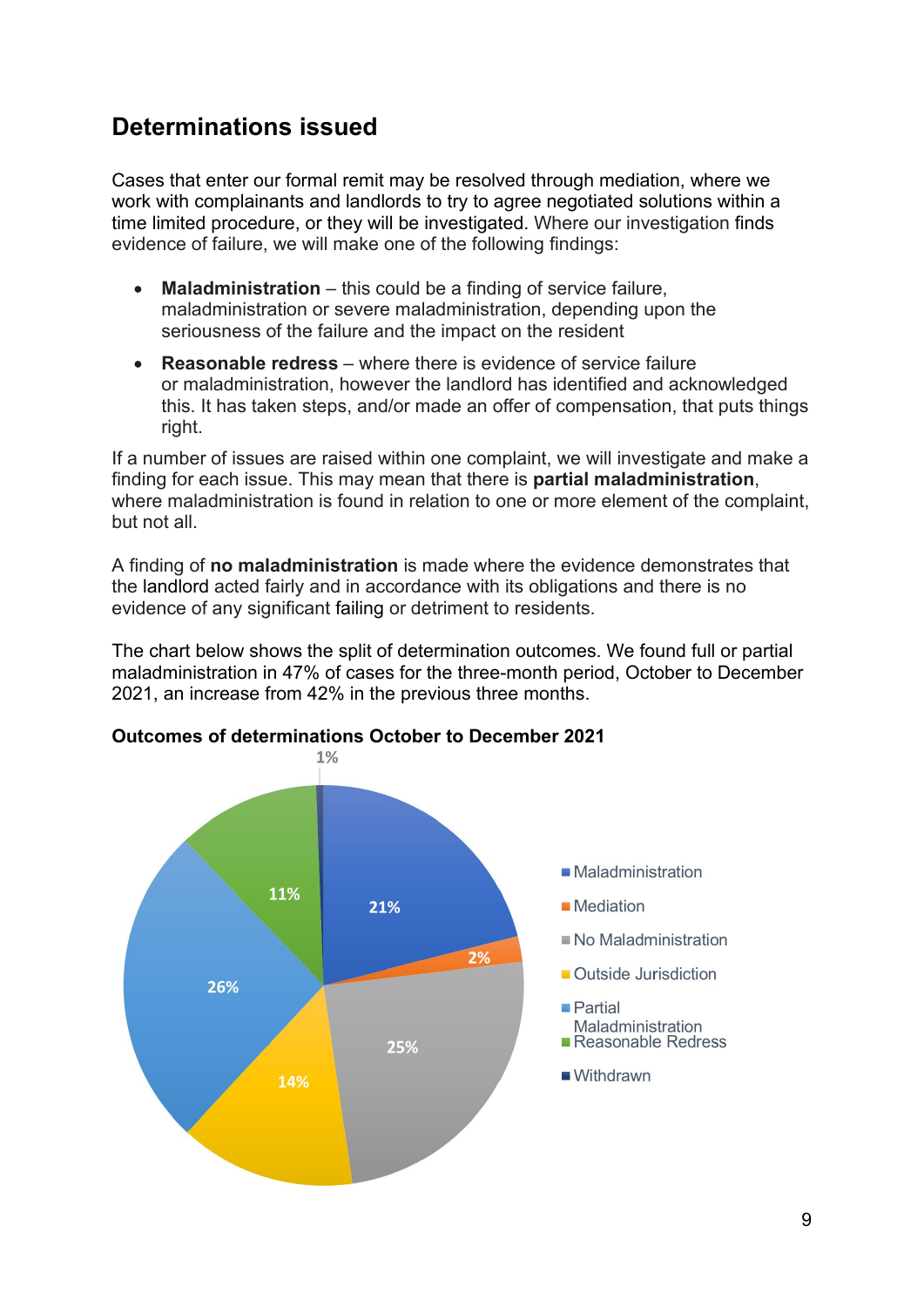## Determinations issued

Cases that enter our formal remit may be resolved through mediation, where we work with complainants and landlords to try to agree negotiated solutions within a time limited procedure, or they will be investigated. Where our investigation finds evidence of failure, we will make one of the following findings:

- **Maladministration** – this could be a finding of service failure, maladministration or severe maladministration, depending upon the seriousness of the failure and the impact on the resident
- **Reasonable redress** – where there is evidence of service failure or maladministration, however the landlord has identified and acknowledged this. It has taken steps, and/or made an offer of compensation, that puts things right.

If a number of issues are raised within one complaint, we will investigate and make a finding for each issue. This may mean that there is **partial maladministration**, where maladministration is found in relation to one or more element of the complaint, but not all.

A finding of **no maladministration** is made where the evidence demonstrates that the landlord acted fairly and in accordance with its obligations and there is no evidence of any significant failing or detriment to residents.

The chart below shows the split of determination outcomes. We found full or partial maladministration in 47% of cases for the three-month period, October to December 2021, an increase from 42% in the previous three months.

**Outcomes of determinations October to December 2021**

| Outcome | Percentage |
|---|---|
| Maladministration | 21% |
| Mediation | 2% |
| No Maladministration | 25% |
| Outside Jurisdiction | 14% |
| Partial Maladministration | 26% |
| Reasonable Redress | 11% |
| Withdrawn | 1% |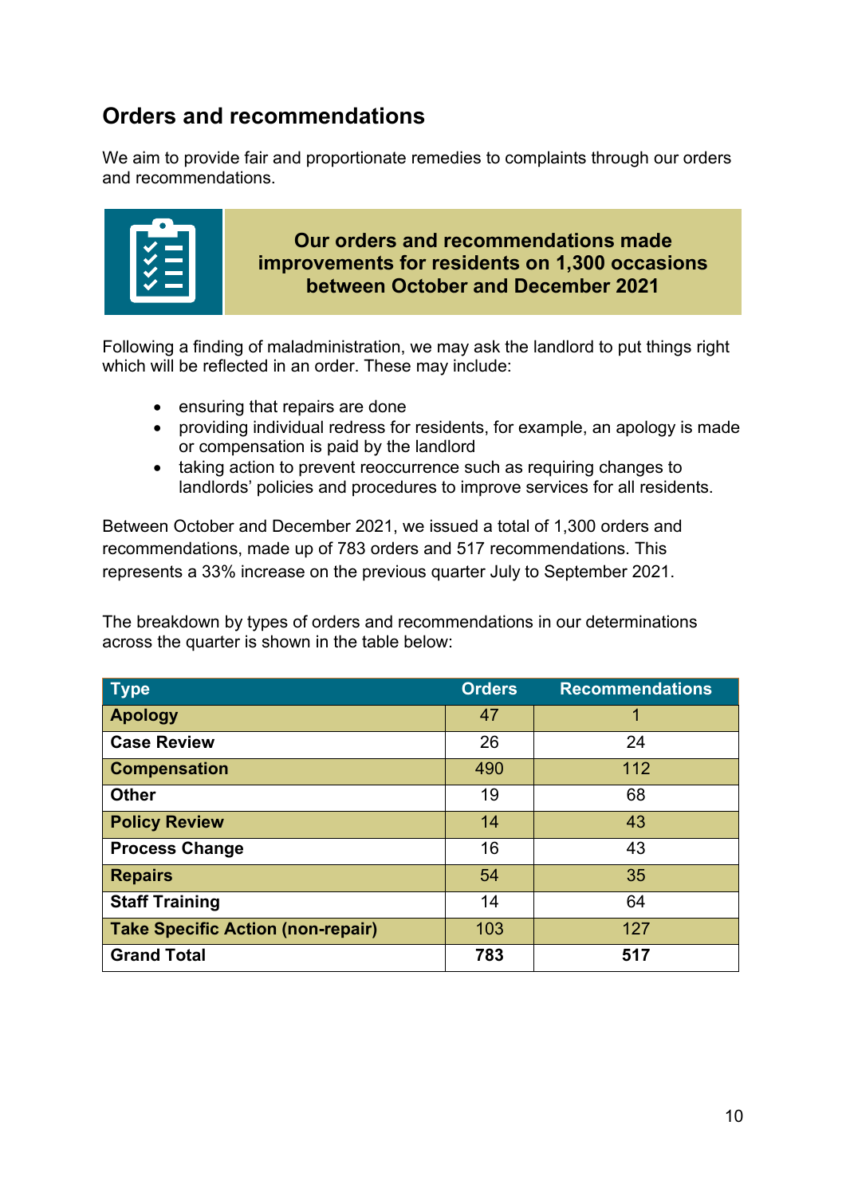## Orders and recommendations

We aim to provide fair and proportionate remedies to complaints through our orders and recommendations.

**Our orders and recommendations made improvements for residents on 1,300 occasions between October and December 2021**

Following a finding of maladministration, we may ask the landlord to put things right which will be reflected in an order. These may include:

- ensuring that repairs are done
- providing individual redress for residents, for example, an apology is made or compensation is paid by the landlord
- taking action to prevent reoccurrence such as requiring changes to landlords' policies and procedures to improve services for all residents.

Between October and December 2021, we issued a total of 1,300 orders and recommendations, made up of 783 orders and 517 recommendations. This represents a 33% increase on the previous quarter July to September 2021.

The breakdown by types of orders and recommendations in our determinations across the quarter is shown in the table below:

| Type | Orders | Recommendations |
|---|---|---|
| **Apology** | 47 | 1 |
| **Case Review** | 26 | 24 |
| **Compensation** | 490 | 112 |
| **Other** | 19 | 68 |
| **Policy Review** | 14 | 43 |
| **Process Change** | 16 | 43 |
| **Repairs** | 54 | 35 |
| **Staff Training** | 14 | 64 |
| **Take Specific Action (non-repair)** | 103 | 127 |
| **Grand Total** | **783** | **517** |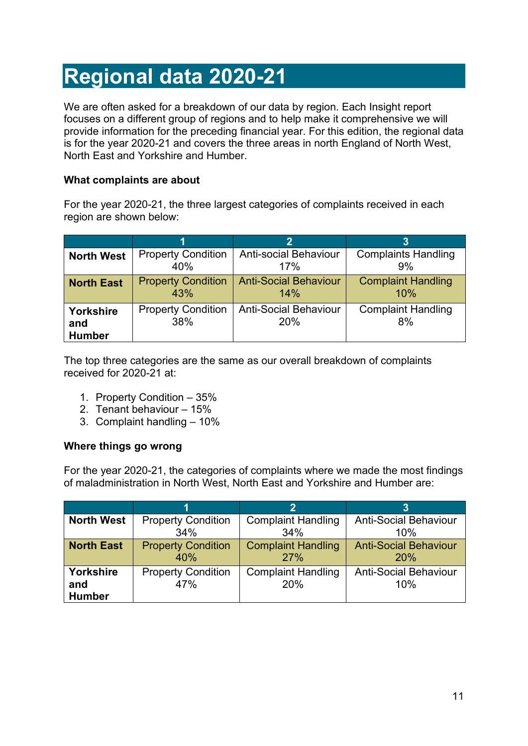# Regional data 2020-21

We are often asked for a breakdown of our data by region. Each Insight report focuses on a different group of regions and to help make it comprehensive we will provide information for the preceding financial year. For this edition, the regional data is for the year 2020-21 and covers the three areas in north England of North West, North East and Yorkshire and Humber.

**What complaints are about**

For the year 2020-21, the three largest categories of complaints received in each region are shown below:

| | 1 | 2 | 3 |
|---|---|---|---|
| **North West** | Property Condition 40% | Anti-social Behaviour 17% | Complaints Handling 9% |
| **North East** | Property Condition 43% | Anti-Social Behaviour 14% | Complaint Handling 10% |
| **Yorkshire and Humber** | Property Condition 38% | Anti-Social Behaviour 20% | Complaint Handling 8% |

The top three categories are the same as our overall breakdown of complaints received for 2020-21 at:

1. Property Condition – 35%
2. Tenant behaviour – 15%
3. Complaint handling – 10%

**Where things go wrong**

For the year 2020-21, the categories of complaints where we made the most findings of maladministration in North West, North East and Yorkshire and Humber are:

| | 1 | 2 | 3 |
|---|---|---|---|
| **North West** | Property Condition 34% | Complaint Handling 34% | Anti-Social Behaviour 10% |
| **North East** | Property Condition 40% | Complaint Handling 27% | Anti-Social Behaviour 20% |
| **Yorkshire and Humber** | Property Condition 47% | Complaint Handling 20% | Anti-Social Behaviour 10% |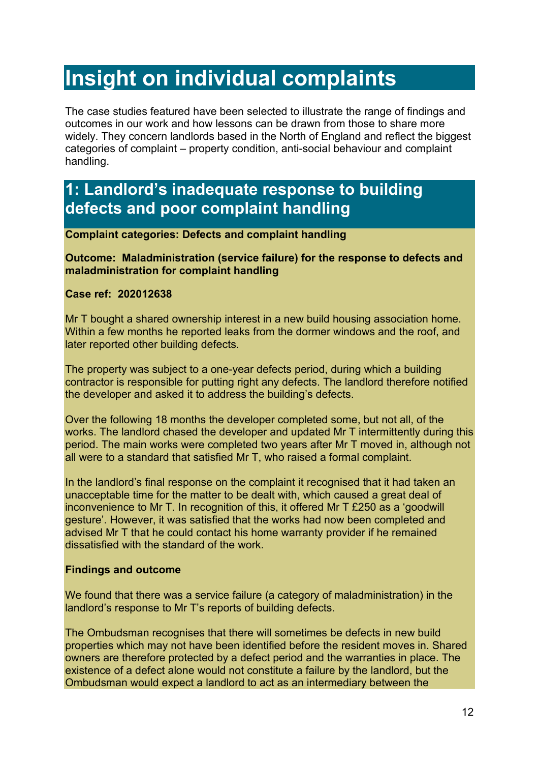# Insight on individual complaints

The case studies featured have been selected to illustrate the range of findings and outcomes in our work and how lessons can be drawn from those to share more widely. They concern landlords based in the North of England and reflect the biggest categories of complaint – property condition, anti-social behaviour and complaint handling.

## 1: Landlord's inadequate response to building defects and poor complaint handling

**Complaint categories: Defects and complaint handling**

**Outcome: Maladministration (service failure) for the response to defects and maladministration for complaint handling**

**Case ref: 202012638**

Mr T bought a shared ownership interest in a new build housing association home. Within a few months he reported leaks from the dormer windows and the roof, and later reported other building defects.

The property was subject to a one-year defects period, during which a building contractor is responsible for putting right any defects. The landlord therefore notified the developer and asked it to address the building's defects.

Over the following 18 months the developer completed some, but not all, of the works. The landlord chased the developer and updated Mr T intermittently during this period. The main works were completed two years after Mr T moved in, although not all were to a standard that satisfied Mr T, who raised a formal complaint.

In the landlord's final response on the complaint it recognised that it had taken an unacceptable time for the matter to be dealt with, which caused a great deal of inconvenience to Mr T. In recognition of this, it offered Mr T £250 as a 'goodwill gesture'. However, it was satisfied that the works had now been completed and advised Mr T that he could contact his home warranty provider if he remained dissatisfied with the standard of the work.

**Findings and outcome**

We found that there was a service failure (a category of maladministration) in the landlord's response to Mr T's reports of building defects.

The Ombudsman recognises that there will sometimes be defects in new build properties which may not have been identified before the resident moves in. Shared owners are therefore protected by a defect period and the warranties in place. The existence of a defect alone would not constitute a failure by the landlord, but the Ombudsman would expect a landlord to act as an intermediary between the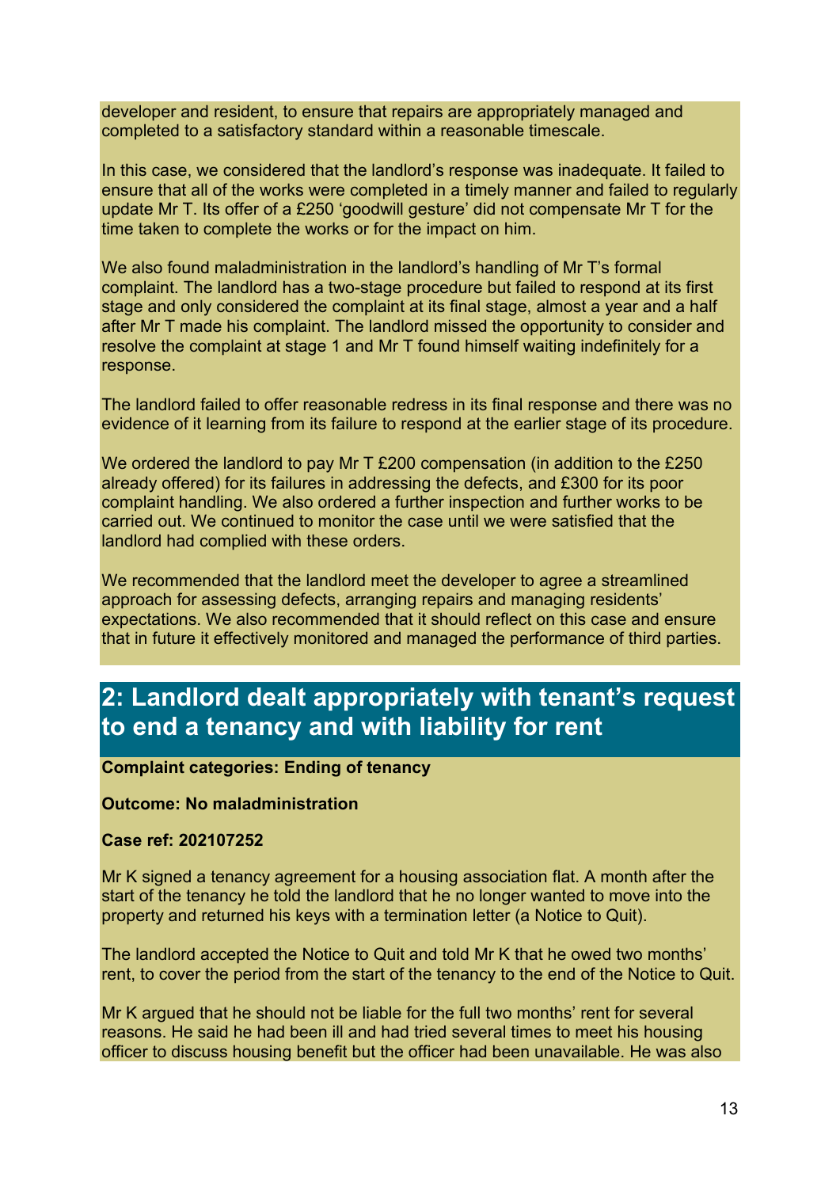developer and resident, to ensure that repairs are appropriately managed and completed to a satisfactory standard within a reasonable timescale.

In this case, we considered that the landlord's response was inadequate. It failed to ensure that all of the works were completed in a timely manner and failed to regularly update Mr T. Its offer of a £250 'goodwill gesture' did not compensate Mr T for the time taken to complete the works or for the impact on him.

We also found maladministration in the landlord's handling of Mr T's formal complaint. The landlord has a two-stage procedure but failed to respond at its first stage and only considered the complaint at its final stage, almost a year and a half after Mr T made his complaint. The landlord missed the opportunity to consider and resolve the complaint at stage 1 and Mr T found himself waiting indefinitely for a response.

The landlord failed to offer reasonable redress in its final response and there was no evidence of it learning from its failure to respond at the earlier stage of its procedure.

We ordered the landlord to pay Mr T £200 compensation (in addition to the £250 already offered) for its failures in addressing the defects, and £300 for its poor complaint handling. We also ordered a further inspection and further works to be carried out. We continued to monitor the case until we were satisfied that the landlord had complied with these orders.

We recommended that the landlord meet the developer to agree a streamlined approach for assessing defects, arranging repairs and managing residents' expectations. We also recommended that it should reflect on this case and ensure that in future it effectively monitored and managed the performance of third parties.

## 2: Landlord dealt appropriately with tenant's request to end a tenancy and with liability for rent

**Complaint categories: Ending of tenancy**

**Outcome: No maladministration**

**Case ref: 202107252**

Mr K signed a tenancy agreement for a housing association flat. A month after the start of the tenancy he told the landlord that he no longer wanted to move into the property and returned his keys with a termination letter (a Notice to Quit).

The landlord accepted the Notice to Quit and told Mr K that he owed two months' rent, to cover the period from the start of the tenancy to the end of the Notice to Quit.

Mr K argued that he should not be liable for the full two months' rent for several reasons. He said he had been ill and had tried several times to meet his housing officer to discuss housing benefit but the officer had been unavailable. He was also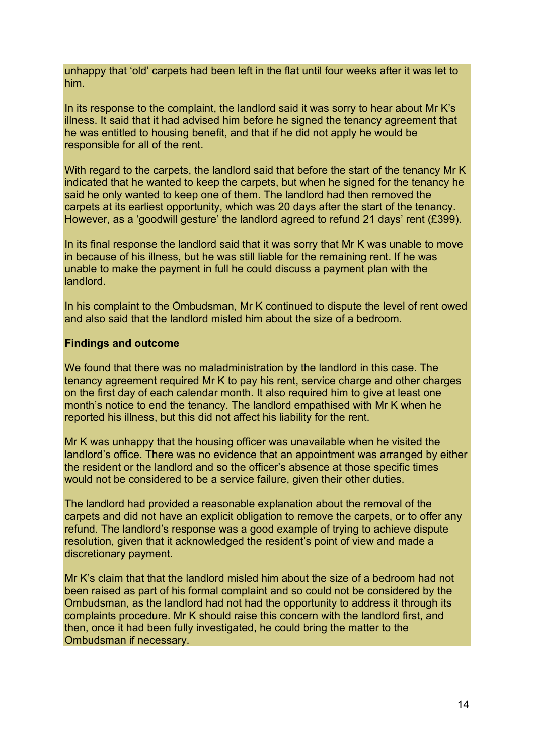unhappy that 'old' carpets had been left in the flat until four weeks after it was let to him.

In its response to the complaint, the landlord said it was sorry to hear about Mr K's illness. It said that it had advised him before he signed the tenancy agreement that he was entitled to housing benefit, and that if he did not apply he would be responsible for all of the rent.

With regard to the carpets, the landlord said that before the start of the tenancy Mr K indicated that he wanted to keep the carpets, but when he signed for the tenancy he said he only wanted to keep one of them. The landlord had then removed the carpets at its earliest opportunity, which was 20 days after the start of the tenancy. However, as a 'goodwill gesture' the landlord agreed to refund 21 days' rent (£399).

In its final response the landlord said that it was sorry that Mr K was unable to move in because of his illness, but he was still liable for the remaining rent. If he was unable to make the payment in full he could discuss a payment plan with the landlord.

In his complaint to the Ombudsman, Mr K continued to dispute the level of rent owed and also said that the landlord misled him about the size of a bedroom.

**Findings and outcome**

We found that there was no maladministration by the landlord in this case. The tenancy agreement required Mr K to pay his rent, service charge and other charges on the first day of each calendar month. It also required him to give at least one month's notice to end the tenancy. The landlord empathised with Mr K when he reported his illness, but this did not affect his liability for the rent.

Mr K was unhappy that the housing officer was unavailable when he visited the landlord's office. There was no evidence that an appointment was arranged by either the resident or the landlord and so the officer's absence at those specific times would not be considered to be a service failure, given their other duties.

The landlord had provided a reasonable explanation about the removal of the carpets and did not have an explicit obligation to remove the carpets, or to offer any refund. The landlord's response was a good example of trying to achieve dispute resolution, given that it acknowledged the resident's point of view and made a discretionary payment.

Mr K's claim that that the landlord misled him about the size of a bedroom had not been raised as part of his formal complaint and so could not be considered by the Ombudsman, as the landlord had not had the opportunity to address it through its complaints procedure. Mr K should raise this concern with the landlord first, and then, once it had been fully investigated, he could bring the matter to the Ombudsman if necessary.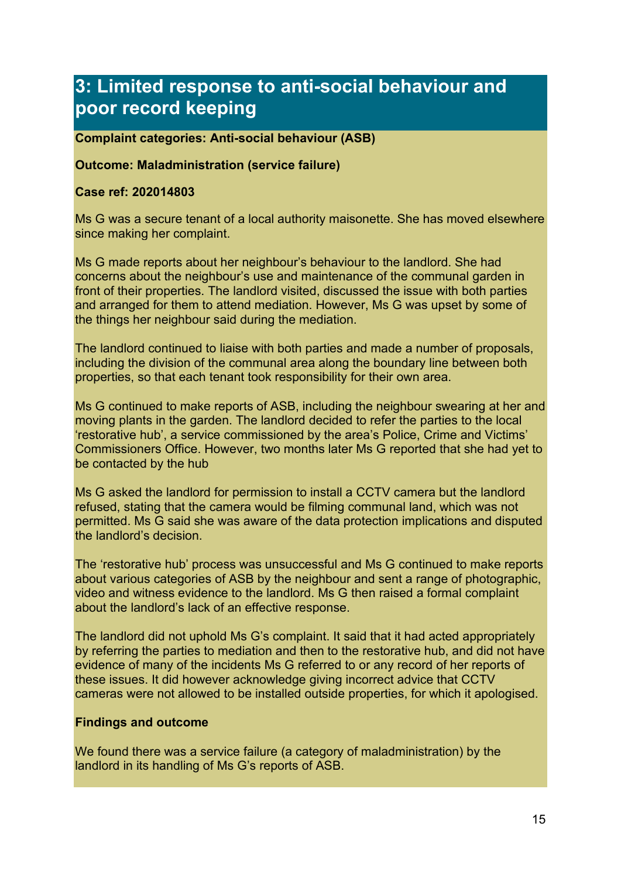## 3: Limited response to anti-social behaviour and poor record keeping

**Complaint categories: Anti-social behaviour (ASB)**

**Outcome: Maladministration (service failure)**

**Case ref: 202014803**

Ms G was a secure tenant of a local authority maisonette. She has moved elsewhere since making her complaint.

Ms G made reports about her neighbour's behaviour to the landlord. She had concerns about the neighbour's use and maintenance of the communal garden in front of their properties. The landlord visited, discussed the issue with both parties and arranged for them to attend mediation. However, Ms G was upset by some of the things her neighbour said during the mediation.

The landlord continued to liaise with both parties and made a number of proposals, including the division of the communal area along the boundary line between both properties, so that each tenant took responsibility for their own area.

Ms G continued to make reports of ASB, including the neighbour swearing at her and moving plants in the garden. The landlord decided to refer the parties to the local 'restorative hub', a service commissioned by the area's Police, Crime and Victims' Commissioners Office. However, two months later Ms G reported that she had yet to be contacted by the hub

Ms G asked the landlord for permission to install a CCTV camera but the landlord refused, stating that the camera would be filming communal land, which was not permitted. Ms G said she was aware of the data protection implications and disputed the landlord's decision.

The 'restorative hub' process was unsuccessful and Ms G continued to make reports about various categories of ASB by the neighbour and sent a range of photographic, video and witness evidence to the landlord. Ms G then raised a formal complaint about the landlord's lack of an effective response.

The landlord did not uphold Ms G's complaint. It said that it had acted appropriately by referring the parties to mediation and then to the restorative hub, and did not have evidence of many of the incidents Ms G referred to or any record of her reports of these issues. It did however acknowledge giving incorrect advice that CCTV cameras were not allowed to be installed outside properties, for which it apologised.

**Findings and outcome**

We found there was a service failure (a category of maladministration) by the landlord in its handling of Ms G's reports of ASB.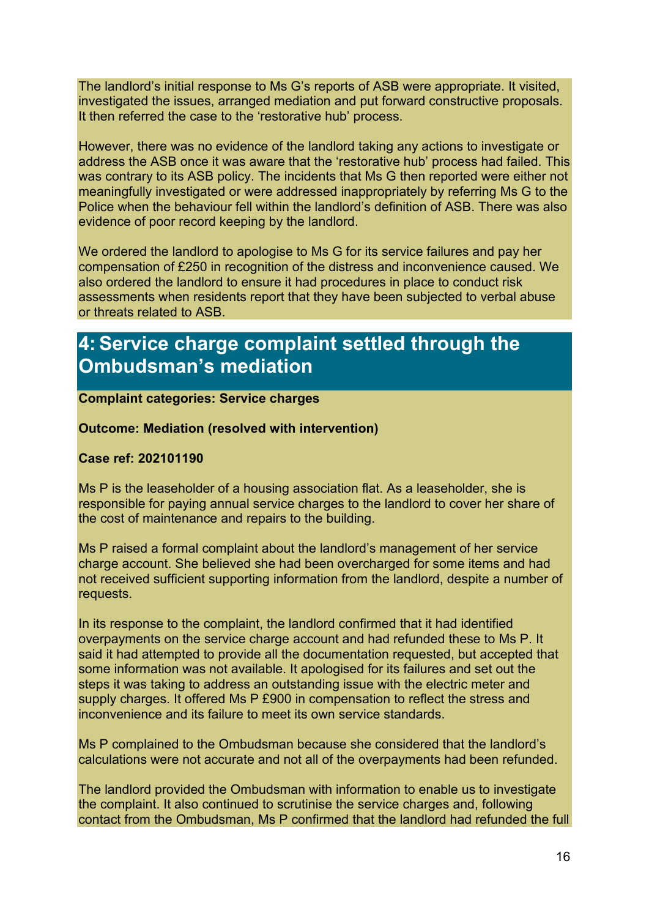The landlord's initial response to Ms G's reports of ASB were appropriate. It visited, investigated the issues, arranged mediation and put forward constructive proposals. It then referred the case to the 'restorative hub' process.

However, there was no evidence of the landlord taking any actions to investigate or address the ASB once it was aware that the 'restorative hub' process had failed. This was contrary to its ASB policy. The incidents that Ms G then reported were either not meaningfully investigated or were addressed inappropriately by referring Ms G to the Police when the behaviour fell within the landlord's definition of ASB. There was also evidence of poor record keeping by the landlord.

We ordered the landlord to apologise to Ms G for its service failures and pay her compensation of £250 in recognition of the distress and inconvenience caused. We also ordered the landlord to ensure it had procedures in place to conduct risk assessments when residents report that they have been subjected to verbal abuse or threats related to ASB.

## 4: Service charge complaint settled through the Ombudsman's mediation

**Complaint categories: Service charges**

**Outcome: Mediation (resolved with intervention)**

**Case ref: 202101190**

Ms P is the leaseholder of a housing association flat. As a leaseholder, she is responsible for paying annual service charges to the landlord to cover her share of the cost of maintenance and repairs to the building.

Ms P raised a formal complaint about the landlord's management of her service charge account. She believed she had been overcharged for some items and had not received sufficient supporting information from the landlord, despite a number of requests.

In its response to the complaint, the landlord confirmed that it had identified overpayments on the service charge account and had refunded these to Ms P. It said it had attempted to provide all the documentation requested, but accepted that some information was not available. It apologised for its failures and set out the steps it was taking to address an outstanding issue with the electric meter and supply charges. It offered Ms P £900 in compensation to reflect the stress and inconvenience and its failure to meet its own service standards.

Ms P complained to the Ombudsman because she considered that the landlord's calculations were not accurate and not all of the overpayments had been refunded.

The landlord provided the Ombudsman with information to enable us to investigate the complaint. It also continued to scrutinise the service charges and, following contact from the Ombudsman, Ms P confirmed that the landlord had refunded the full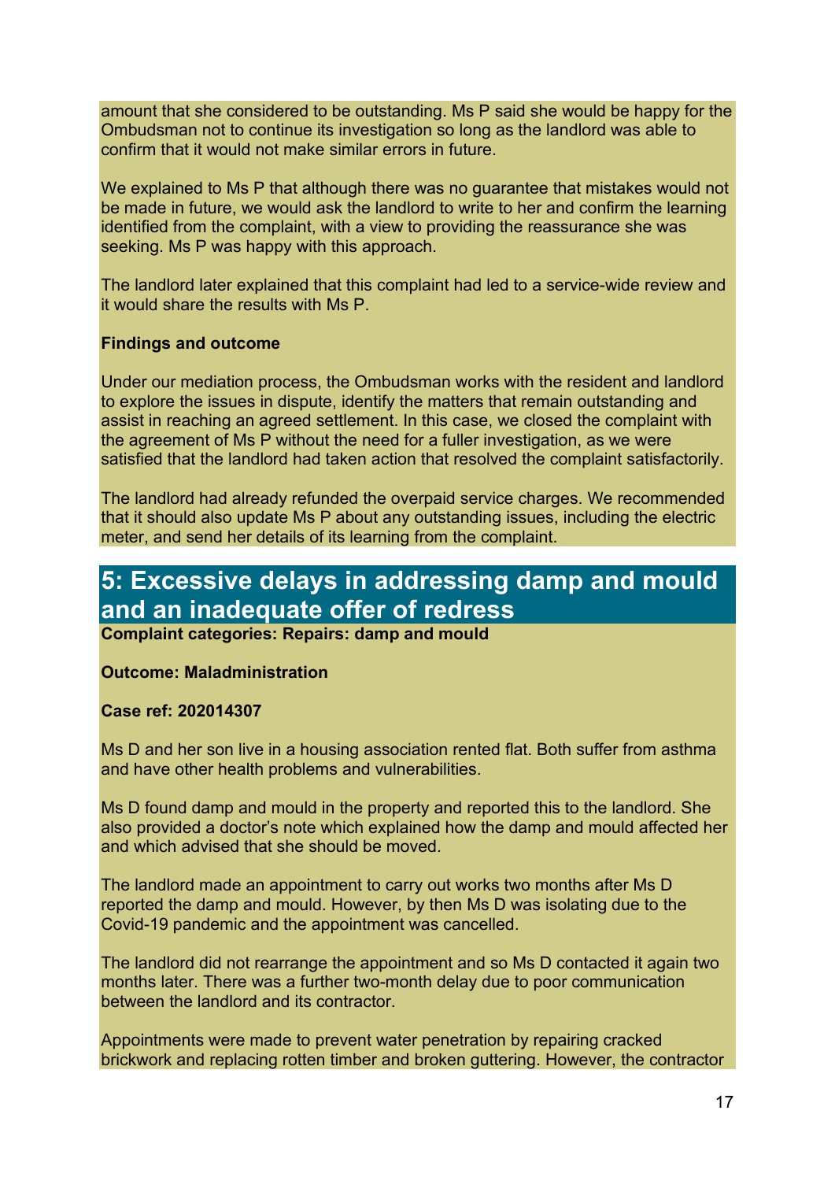amount that she considered to be outstanding. Ms P said she would be happy for the Ombudsman not to continue its investigation so long as the landlord was able to confirm that it would not make similar errors in future.

We explained to Ms P that although there was no guarantee that mistakes would not be made in future, we would ask the landlord to write to her and confirm the learning identified from the complaint, with a view to providing the reassurance she was seeking. Ms P was happy with this approach.

The landlord later explained that this complaint had led to a service-wide review and it would share the results with Ms P.

**Findings and outcome**

Under our mediation process, the Ombudsman works with the resident and landlord to explore the issues in dispute, identify the matters that remain outstanding and assist in reaching an agreed settlement. In this case, we closed the complaint with the agreement of Ms P without the need for a fuller investigation, as we were satisfied that the landlord had taken action that resolved the complaint satisfactorily.

The landlord had already refunded the overpaid service charges. We recommended that it should also update Ms P about any outstanding issues, including the electric meter, and send her details of its learning from the complaint.

## 5: Excessive delays in addressing damp and mould and an inadequate offer of redress

**Complaint categories: Repairs: damp and mould**

**Outcome: Maladministration**

**Case ref: 202014307**

Ms D and her son live in a housing association rented flat. Both suffer from asthma and have other health problems and vulnerabilities.

Ms D found damp and mould in the property and reported this to the landlord. She also provided a doctor's note which explained how the damp and mould affected her and which advised that she should be moved.

The landlord made an appointment to carry out works two months after Ms D reported the damp and mould. However, by then Ms D was isolating due to the Covid-19 pandemic and the appointment was cancelled.

The landlord did not rearrange the appointment and so Ms D contacted it again two months later. There was a further two-month delay due to poor communication between the landlord and its contractor.

Appointments were made to prevent water penetration by repairing cracked brickwork and replacing rotten timber and broken guttering. However, the contractor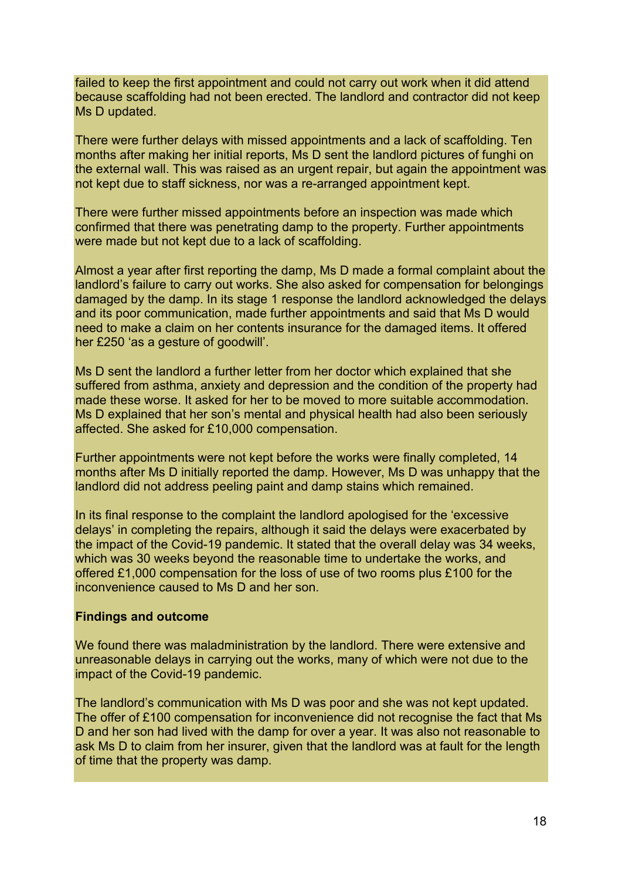failed to keep the first appointment and could not carry out work when it did attend because scaffolding had not been erected. The landlord and contractor did not keep Ms D updated.

There were further delays with missed appointments and a lack of scaffolding. Ten months after making her initial reports, Ms D sent the landlord pictures of funghi on the external wall. This was raised as an urgent repair, but again the appointment was not kept due to staff sickness, nor was a re-arranged appointment kept.

There were further missed appointments before an inspection was made which confirmed that there was penetrating damp to the property. Further appointments were made but not kept due to a lack of scaffolding.

Almost a year after first reporting the damp, Ms D made a formal complaint about the landlord's failure to carry out works. She also asked for compensation for belongings damaged by the damp. In its stage 1 response the landlord acknowledged the delays and its poor communication, made further appointments and said that Ms D would need to make a claim on her contents insurance for the damaged items. It offered her £250 'as a gesture of goodwill'.

Ms D sent the landlord a further letter from her doctor which explained that she suffered from asthma, anxiety and depression and the condition of the property had made these worse. It asked for her to be moved to more suitable accommodation. Ms D explained that her son's mental and physical health had also been seriously affected. She asked for £10,000 compensation.

Further appointments were not kept before the works were finally completed, 14 months after Ms D initially reported the damp. However, Ms D was unhappy that the landlord did not address peeling paint and damp stains which remained.

In its final response to the complaint the landlord apologised for the 'excessive delays' in completing the repairs, although it said the delays were exacerbated by the impact of the Covid-19 pandemic. It stated that the overall delay was 34 weeks, which was 30 weeks beyond the reasonable time to undertake the works, and offered £1,000 compensation for the loss of use of two rooms plus £100 for the inconvenience caused to Ms D and her son.

**Findings and outcome**

We found there was maladministration by the landlord. There were extensive and unreasonable delays in carrying out the works, many of which were not due to the impact of the Covid-19 pandemic.

The landlord's communication with Ms D was poor and she was not kept updated. The offer of £100 compensation for inconvenience did not recognise the fact that Ms D and her son had lived with the damp for over a year. It was also not reasonable to ask Ms D to claim from her insurer, given that the landlord was at fault for the length of time that the property was damp.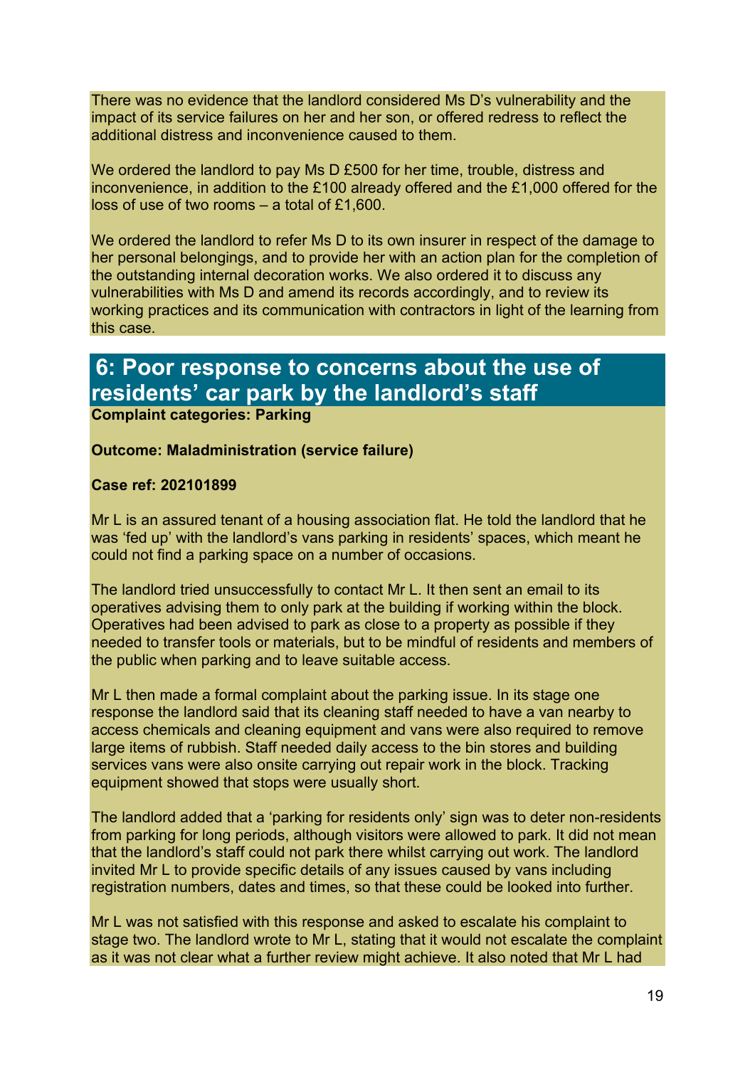There was no evidence that the landlord considered Ms D's vulnerability and the impact of its service failures on her and her son, or offered redress to reflect the additional distress and inconvenience caused to them.

We ordered the landlord to pay Ms D £500 for her time, trouble, distress and inconvenience, in addition to the £100 already offered and the £1,000 offered for the loss of use of two rooms – a total of £1,600.

We ordered the landlord to refer Ms D to its own insurer in respect of the damage to her personal belongings, and to provide her with an action plan for the completion of the outstanding internal decoration works. We also ordered it to discuss any vulnerabilities with Ms D and amend its records accordingly, and to review its working practices and its communication with contractors in light of the learning from this case.

## 6: Poor response to concerns about the use of residents' car park by the landlord's staff

**Complaint categories: Parking**

**Outcome: Maladministration (service failure)**

**Case ref: 202101899**

Mr L is an assured tenant of a housing association flat. He told the landlord that he was 'fed up' with the landlord's vans parking in residents' spaces, which meant he could not find a parking space on a number of occasions.

The landlord tried unsuccessfully to contact Mr L. It then sent an email to its operatives advising them to only park at the building if working within the block. Operatives had been advised to park as close to a property as possible if they needed to transfer tools or materials, but to be mindful of residents and members of the public when parking and to leave suitable access.

Mr L then made a formal complaint about the parking issue. In its stage one response the landlord said that its cleaning staff needed to have a van nearby to access chemicals and cleaning equipment and vans were also required to remove large items of rubbish. Staff needed daily access to the bin stores and building services vans were also onsite carrying out repair work in the block. Tracking equipment showed that stops were usually short.

The landlord added that a 'parking for residents only' sign was to deter non-residents from parking for long periods, although visitors were allowed to park. It did not mean that the landlord's staff could not park there whilst carrying out work. The landlord invited Mr L to provide specific details of any issues caused by vans including registration numbers, dates and times, so that these could be looked into further.

Mr L was not satisfied with this response and asked to escalate his complaint to stage two. The landlord wrote to Mr L, stating that it would not escalate the complaint as it was not clear what a further review might achieve. It also noted that Mr L had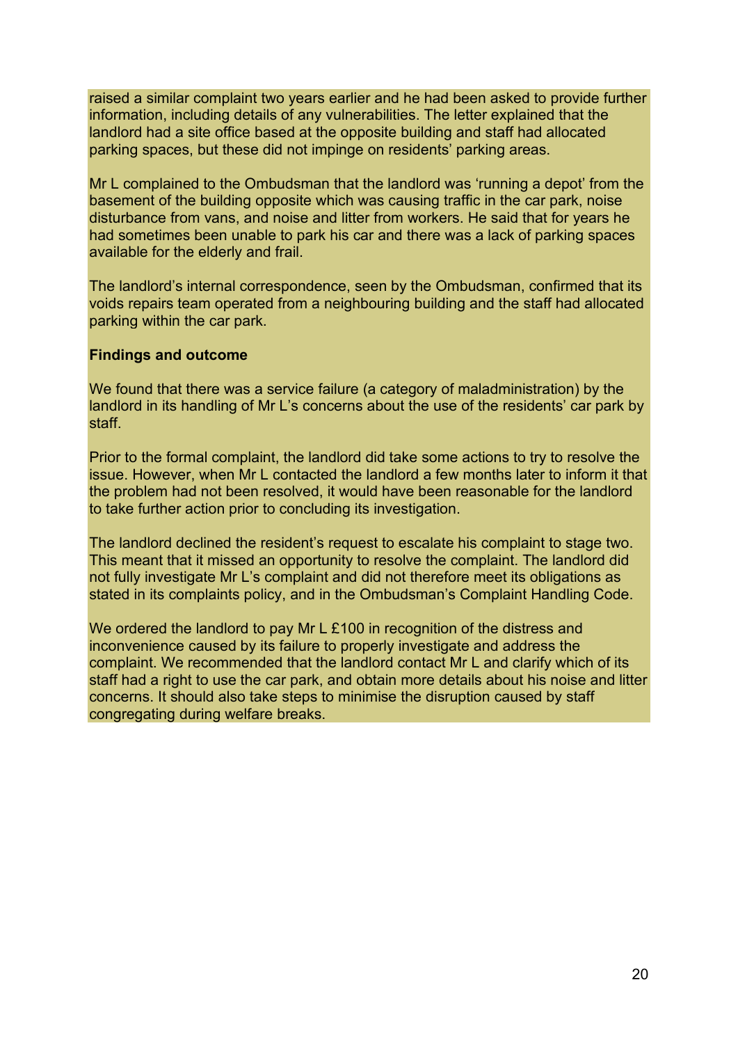raised a similar complaint two years earlier and he had been asked to provide further information, including details of any vulnerabilities. The letter explained that the landlord had a site office based at the opposite building and staff had allocated parking spaces, but these did not impinge on residents' parking areas.

Mr L complained to the Ombudsman that the landlord was 'running a depot' from the basement of the building opposite which was causing traffic in the car park, noise disturbance from vans, and noise and litter from workers. He said that for years he had sometimes been unable to park his car and there was a lack of parking spaces available for the elderly and frail.

The landlord's internal correspondence, seen by the Ombudsman, confirmed that its voids repairs team operated from a neighbouring building and the staff had allocated parking within the car park.

**Findings and outcome**

We found that there was a service failure (a category of maladministration) by the landlord in its handling of Mr L's concerns about the use of the residents' car park by staff.

Prior to the formal complaint, the landlord did take some actions to try to resolve the issue. However, when Mr L contacted the landlord a few months later to inform it that the problem had not been resolved, it would have been reasonable for the landlord to take further action prior to concluding its investigation.

The landlord declined the resident's request to escalate his complaint to stage two. This meant that it missed an opportunity to resolve the complaint. The landlord did not fully investigate Mr L's complaint and did not therefore meet its obligations as stated in its complaints policy, and in the Ombudsman's Complaint Handling Code.

We ordered the landlord to pay Mr L £100 in recognition of the distress and inconvenience caused by its failure to properly investigate and address the complaint. We recommended that the landlord contact Mr L and clarify which of its staff had a right to use the car park, and obtain more details about his noise and litter concerns. It should also take steps to minimise the disruption caused by staff congregating during welfare breaks.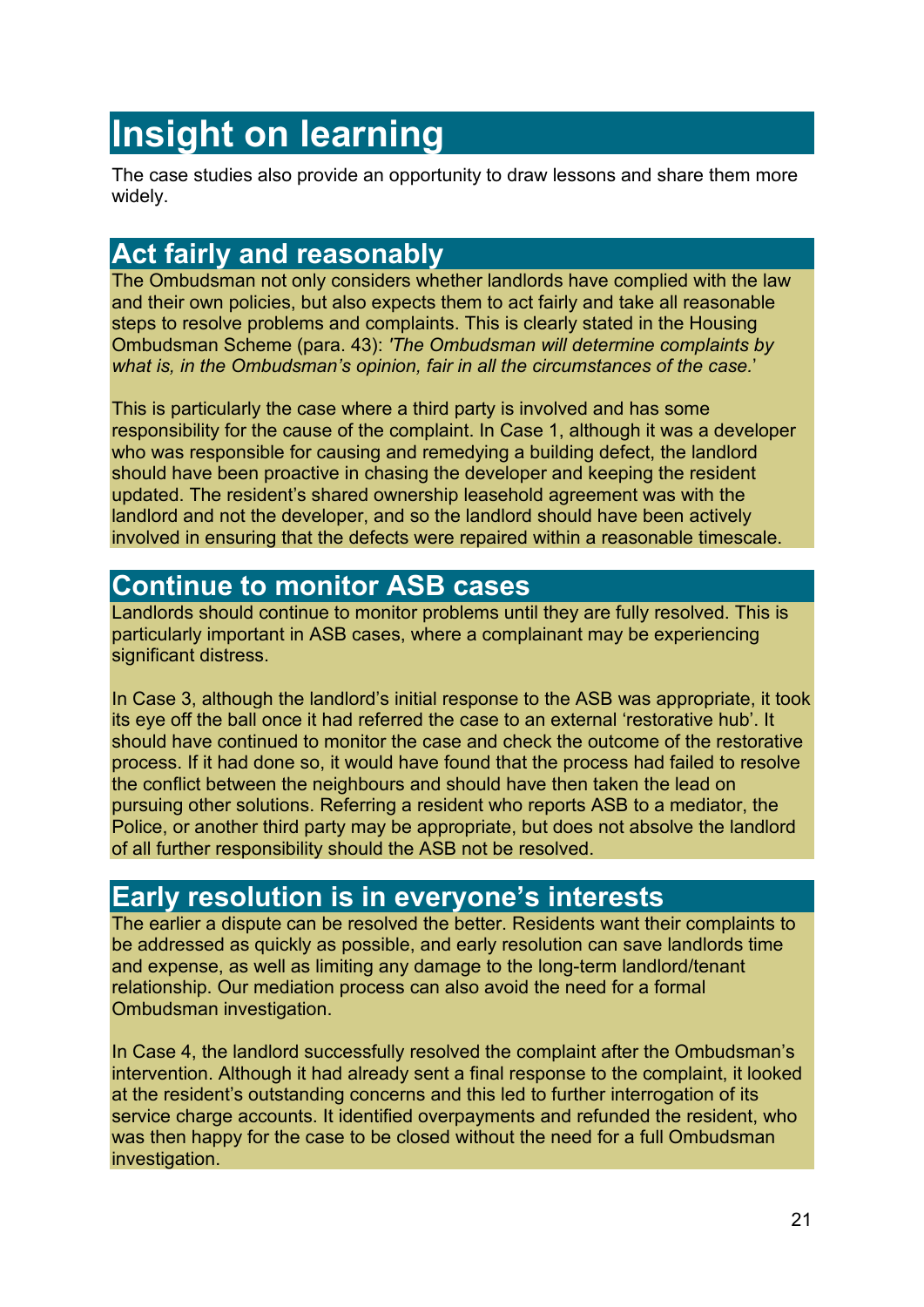# Insight on learning

The case studies also provide an opportunity to draw lessons and share them more widely.

## Act fairly and reasonably

The Ombudsman not only considers whether landlords have complied with the law and their own policies, but also expects them to act fairly and take all reasonable steps to resolve problems and complaints. This is clearly stated in the Housing Ombudsman Scheme (para. 43): *'The Ombudsman will determine complaints by what is, in the Ombudsman's opinion, fair in all the circumstances of the case.'*

This is particularly the case where a third party is involved and has some responsibility for the cause of the complaint. In Case 1, although it was a developer who was responsible for causing and remedying a building defect, the landlord should have been proactive in chasing the developer and keeping the resident updated. The resident's shared ownership leasehold agreement was with the landlord and not the developer, and so the landlord should have been actively involved in ensuring that the defects were repaired within a reasonable timescale.

## Continue to monitor ASB cases

Landlords should continue to monitor problems until they are fully resolved. This is particularly important in ASB cases, where a complainant may be experiencing significant distress.

In Case 3, although the landlord's initial response to the ASB was appropriate, it took its eye off the ball once it had referred the case to an external 'restorative hub'. It should have continued to monitor the case and check the outcome of the restorative process. If it had done so, it would have found that the process had failed to resolve the conflict between the neighbours and should have then taken the lead on pursuing other solutions. Referring a resident who reports ASB to a mediator, the Police, or another third party may be appropriate, but does not absolve the landlord of all further responsibility should the ASB not be resolved.

## Early resolution is in everyone's interests

The earlier a dispute can be resolved the better. Residents want their complaints to be addressed as quickly as possible, and early resolution can save landlords time and expense, as well as limiting any damage to the long-term landlord/tenant relationship. Our mediation process can also avoid the need for a formal Ombudsman investigation.

In Case 4, the landlord successfully resolved the complaint after the Ombudsman's intervention. Although it had already sent a final response to the complaint, it looked at the resident's outstanding concerns and this led to further interrogation of its service charge accounts. It identified overpayments and refunded the resident, who was then happy for the case to be closed without the need for a full Ombudsman investigation.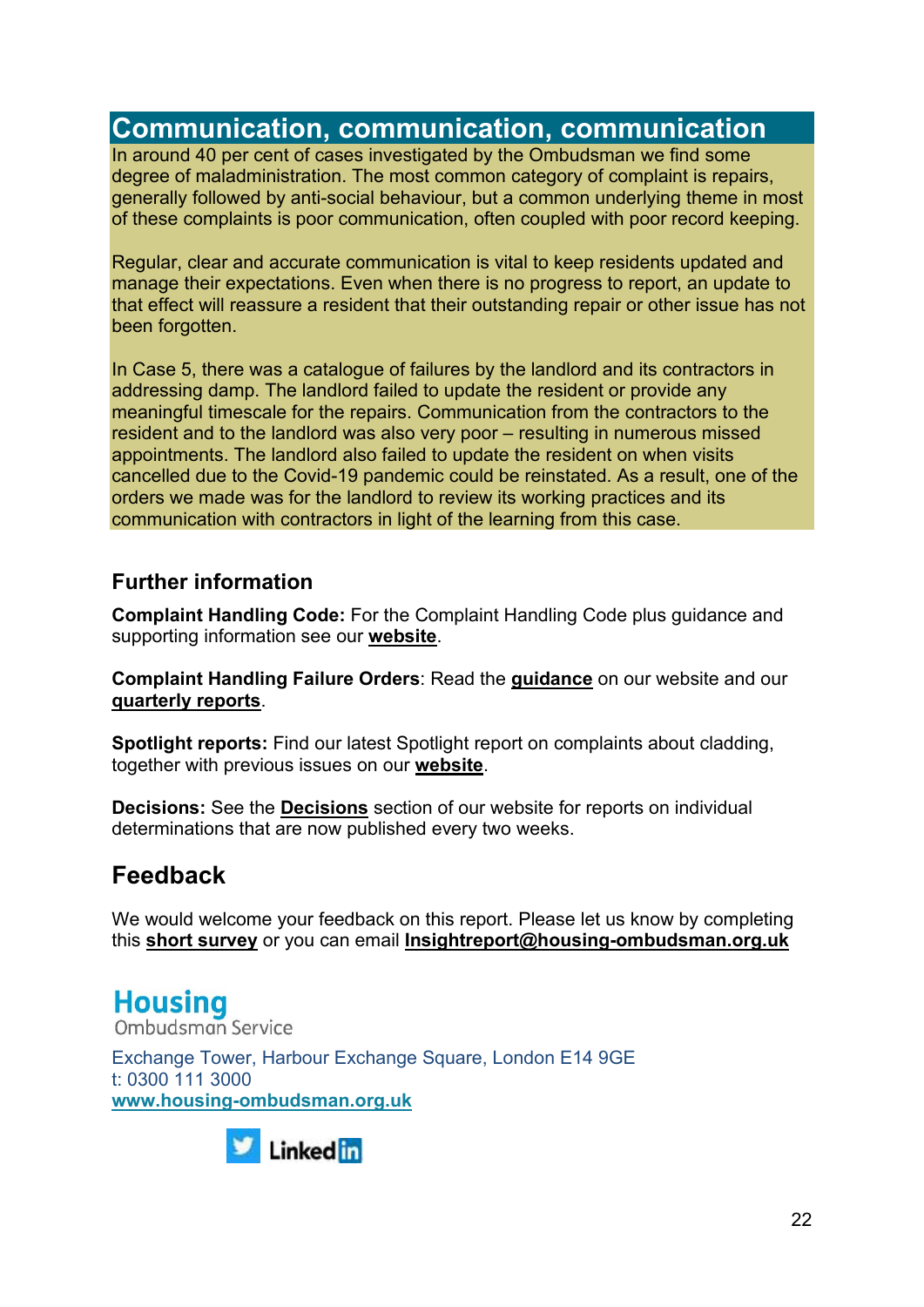## Communication, communication, communication

In around 40 per cent of cases investigated by the Ombudsman we find some degree of maladministration. The most common category of complaint is repairs, generally followed by anti-social behaviour, but a common underlying theme in most of these complaints is poor communication, often coupled with poor record keeping.

Regular, clear and accurate communication is vital to keep residents updated and manage their expectations. Even when there is no progress to report, an update to that effect will reassure a resident that their outstanding repair or other issue has not been forgotten.

In Case 5, there was a catalogue of failures by the landlord and its contractors in addressing damp. The landlord failed to update the resident or provide any meaningful timescale for the repairs. Communication from the contractors to the resident and to the landlord was also very poor – resulting in numerous missed appointments. The landlord also failed to update the resident on when visits cancelled due to the Covid-19 pandemic could be reinstated. As a result, one of the orders we made was for the landlord to review its working practices and its communication with contractors in light of the learning from this case.

### Further information

**Complaint Handling Code:** For the Complaint Handling Code plus guidance and supporting information see our **website**.

**Complaint Handling Failure Orders**: Read the **guidance** on our website and our **quarterly reports**.

**Spotlight reports:** Find our latest Spotlight report on complaints about cladding, together with previous issues on our **website**.

**Decisions:** See the **Decisions** section of our website for reports on individual determinations that are now published every two weeks.

## Feedback

We would welcome your feedback on this report. Please let us know by completing this **short survey** or you can email **Insightreport@housing-ombudsman.org.uk**

**Housing**
Ombudsman Service

Exchange Tower, Harbour Exchange Square, London E14 9GE
t: 0300 111 3000
**www.housing-ombudsman.org.uk**

LinkedIn